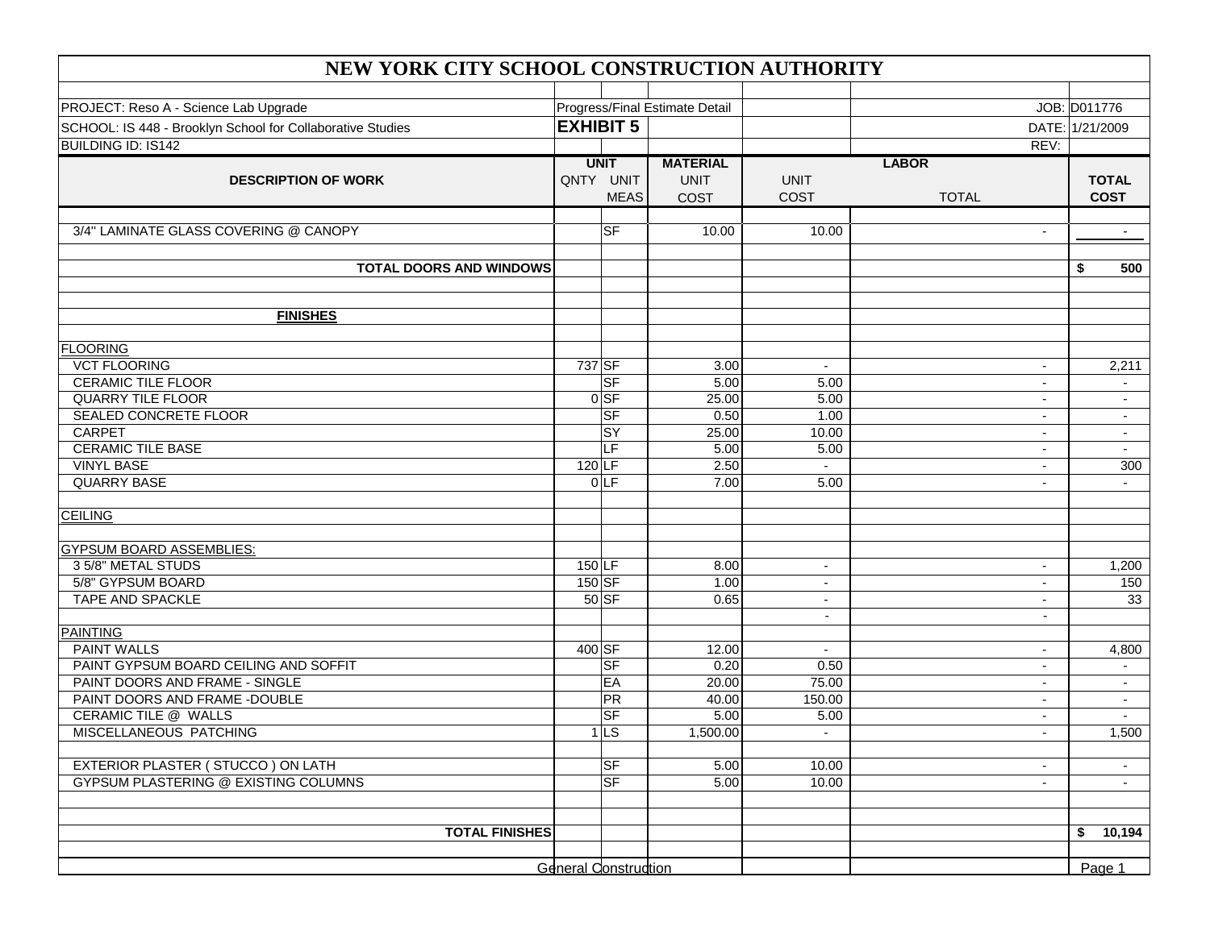# NEW YORK CITY SCHOOL CONSTRUCTION AUTHORITY

| | | | | | | |
|---|---|---|---|---|---|---|
| PROJECT: Reso A - Science Lab Upgrade | Progress/Final Estimate Detail | | | | JOB: | D011776 |
| SCHOOL: IS 448 - Brooklyn School for Collaborative Studies | **EXHIBIT 5** | | | | DATE: | 1/21/2009 |
| BUILDING ID: IS142 | | | | | REV: | |

| DESCRIPTION OF WORK | UNIT QNTY | UNIT MEAS | MATERIAL UNIT COST | LABOR UNIT COST | LABOR TOTAL | TOTAL COST |
|---|---|---|---|---|---|---|
| 3/4" LAMINATE GLASS COVERING @ CANOPY | | SF | 10.00 | 10.00 | - | - |
| | | | | | | |
| **TOTAL DOORS AND WINDOWS** | | | | | | **$ 500** |
| | | | | | | |
| **FINISHES** | | | | | | |
| | | | | | | |
| FLOORING | | | | | | |
| VCT FLOORING | 737 | SF | 3.00 | - | - | 2,211 |
| CERAMIC TILE FLOOR | | SF | 5.00 | 5.00 | - | - |
| QUARRY TILE FLOOR | 0 | SF | 25.00 | 5.00 | - | - |
| SEALED CONCRETE FLOOR | | SF | 0.50 | 1.00 | - | - |
| CARPET | | SY | 25.00 | 10.00 | - | - |
| CERAMIC TILE BASE | | LF | 5.00 | 5.00 | - | - |
| VINYL BASE | 120 | LF | 2.50 | - | - | 300 |
| QUARRY BASE | 0 | LF | 7.00 | 5.00 | - | - |
| | | | | | | |
| CEILING | | | | | | |
| | | | | | | |
| GYPSUM BOARD ASSEMBLIES: | | | | | | |
| 3 5/8" METAL STUDS | 150 | LF | 8.00 | - | - | 1,200 |
| 5/8" GYPSUM BOARD | 150 | SF | 1.00 | - | - | 150 |
| TAPE AND SPACKLE | 50 | SF | 0.65 | - | - | 33 |
| | | | | - | - | |
| PAINTING | | | | | | |
| PAINT WALLS | 400 | SF | 12.00 | - | - | 4,800 |
| PAINT GYPSUM BOARD CEILING AND SOFFIT | | SF | 0.20 | 0.50 | - | - |
| PAINT DOORS AND FRAME - SINGLE | | EA | 20.00 | 75.00 | - | - |
| PAINT DOORS AND FRAME -DOUBLE | | PR | 40.00 | 150.00 | - | - |
| CERAMIC TILE @ WALLS | | SF | 5.00 | 5.00 | - | - |
| MISCELLANEOUS PATCHING | 1 | LS | 1,500.00 | - | - | 1,500 |
| | | | | | | |
| EXTERIOR PLASTER ( STUCCO ) ON LATH | | SF | 5.00 | 10.00 | - | - |
| GYPSUM PLASTERING @ EXISTING COLUMNS | | SF | 5.00 | 10.00 | - | - |
| | | | | | | |
| **TOTAL FINISHES** | | | | | | **$ 10,194** |

General Construction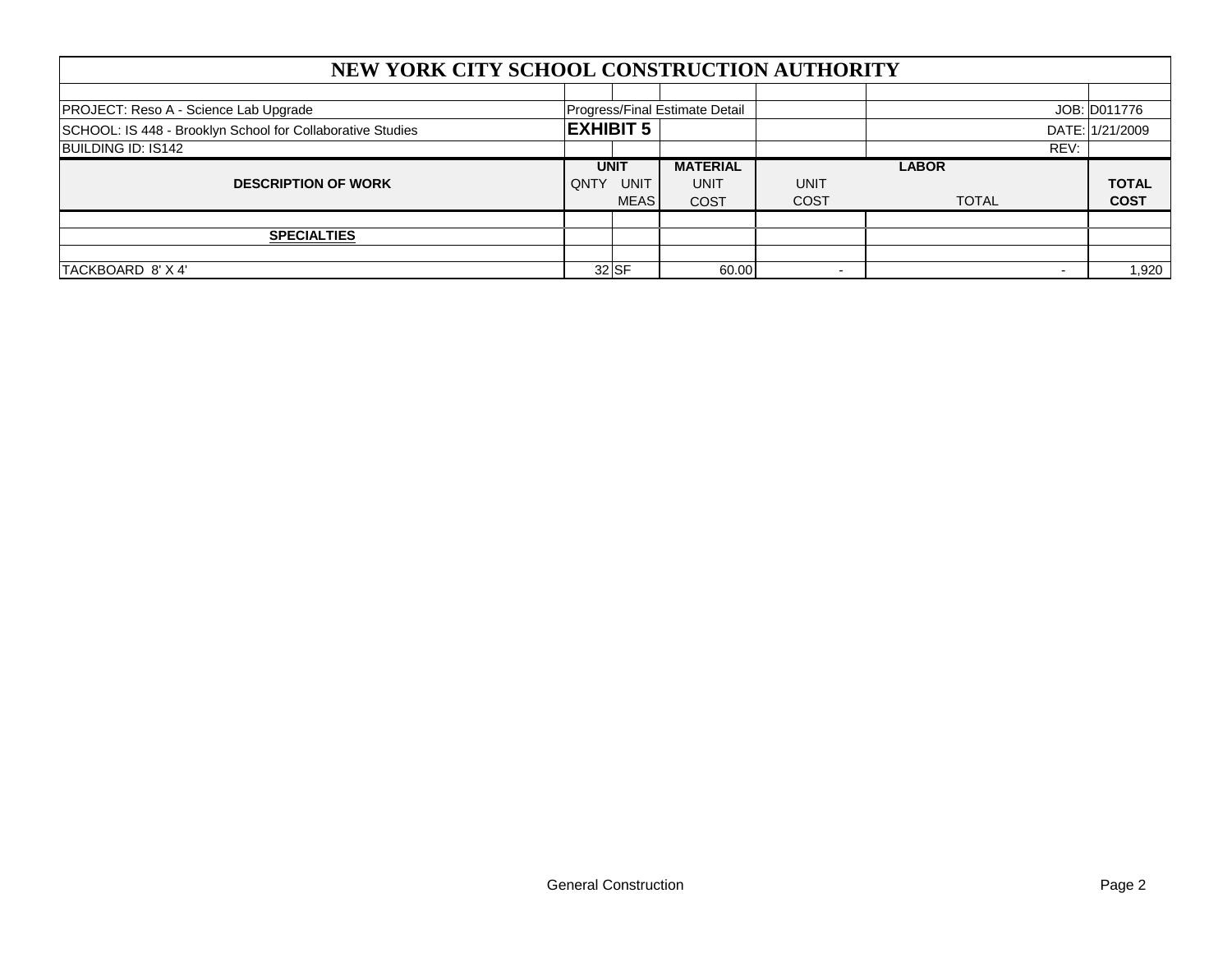# NEW YORK CITY SCHOOL CONSTRUCTION AUTHORITY

| | | | | | | |
|---|---|---|---|---|---|---|
| PROJECT: Reso A - Science Lab Upgrade | Progress/Final Estimate Detail | | | | | JOB: D011776 |
| SCHOOL: IS 448 - Brooklyn School for Collaborative Studies | **EXHIBIT 5** | | | | | DATE: 1/21/2009 |
| BUILDING ID: IS142 | | | | | | REV: |

| **DESCRIPTION OF WORK** | **UNIT** QNTY | UNIT MEAS | **MATERIAL** UNIT COST | **LABOR** UNIT COST | TOTAL | **TOTAL COST** |
|---|---|---|---|---|---|---|
| | | | | | | |
| **SPECIALTIES** | | | | | | |
| | | | | | | |
| TACKBOARD 8' X 4' | 32 | SF | 60.00 | - | - | 1,920 |

General Construction